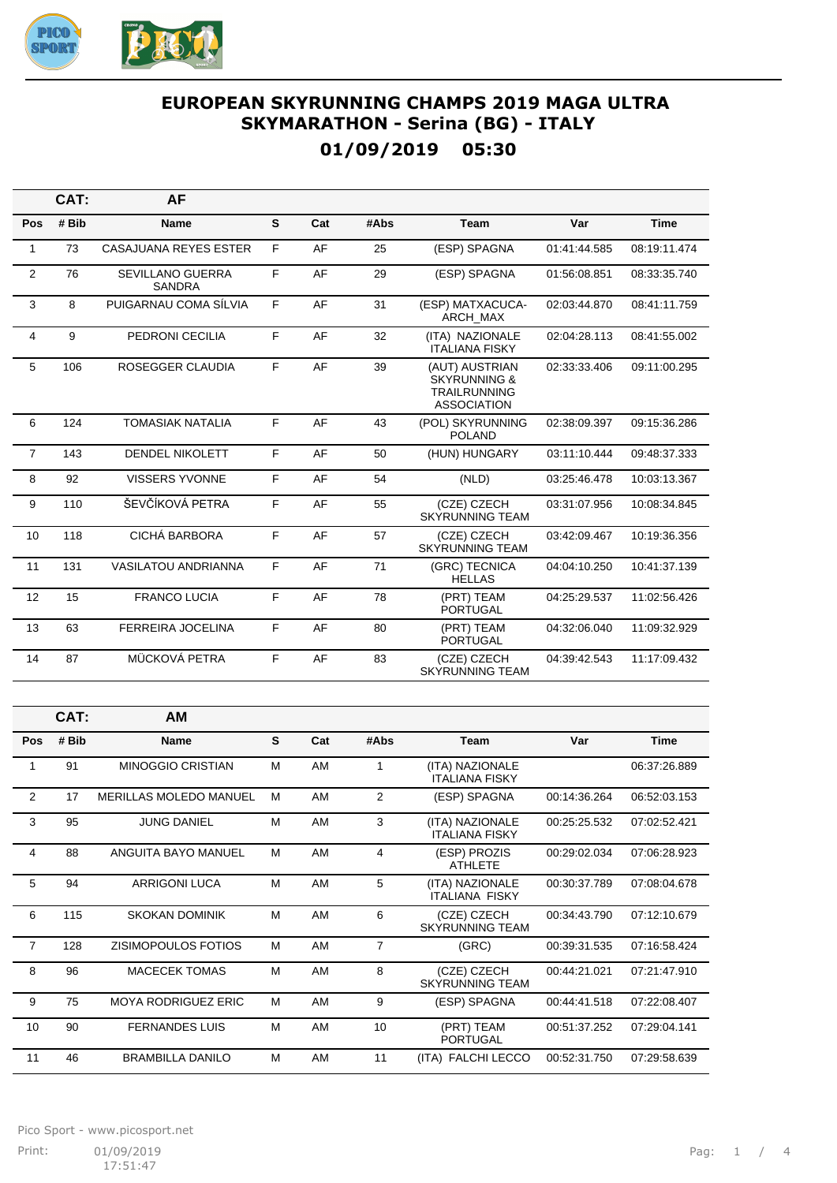# EUROPEAN SKYRUNNING CHAMPS 2019 MAGA ULTRA SKYMARATHON - Serina (BG) - ITALY

## 01/09/2019 05:30

**CAT: AF**

| Pos | # Bib | Name | S | Cat | #Abs | Team | Var | Time |
|---|---|---|---|---|---|---|---|---|
| 1 | 73 | CASAJUANA REYES ESTER | F | AF | 25 | (ESP) SPAGNA | 01:41:44.585 | 08:19:11.474 |
| 2 | 76 | SEVILLANO GUERRA SANDRA | F | AF | 29 | (ESP) SPAGNA | 01:56:08.851 | 08:33:35.740 |
| 3 | 8 | PUIGARNAU COMA SÍLVIA | F | AF | 31 | (ESP) MATXACUCA-ARCH_MAX | 02:03:44.870 | 08:41:11.759 |
| 4 | 9 | PEDRONI CECILIA | F | AF | 32 | (ITA) NAZIONALE ITALIANA FISKY | 02:04:28.113 | 08:41:55.002 |
| 5 | 106 | ROSEGGER CLAUDIA | F | AF | 39 | (AUT) AUSTRIAN SKYRUNNING & TRAILRUNNING ASSOCIATION | 02:33:33.406 | 09:11:00.295 |
| 6 | 124 | TOMASIAK NATALIA | F | AF | 43 | (POL) SKYRUNNING POLAND | 02:38:09.397 | 09:15:36.286 |
| 7 | 143 | DENDEL NIKOLETT | F | AF | 50 | (HUN) HUNGARY | 03:11:10.444 | 09:48:37.333 |
| 8 | 92 | VISSERS YVONNE | F | AF | 54 | (NLD) | 03:25:46.478 | 10:03:13.367 |
| 9 | 110 | ŠEVČÍKOVÁ PETRA | F | AF | 55 | (CZE) CZECH SKYRUNNING TEAM | 03:31:07.956 | 10:08:34.845 |
| 10 | 118 | CICHÁ BARBORA | F | AF | 57 | (CZE) CZECH SKYRUNNING TEAM | 03:42:09.467 | 10:19:36.356 |
| 11 | 131 | VASILATOU ANDRIANNA | F | AF | 71 | (GRC) TECNICA HELLAS | 04:04:10.250 | 10:41:37.139 |
| 12 | 15 | FRANCO LUCIA | F | AF | 78 | (PRT) TEAM PORTUGAL | 04:25:29.537 | 11:02:56.426 |
| 13 | 63 | FERREIRA JOCELINA | F | AF | 80 | (PRT) TEAM PORTUGAL | 04:32:06.040 | 11:09:32.929 |
| 14 | 87 | MÜCKOVÁ PETRA | F | AF | 83 | (CZE) CZECH SKYRUNNING TEAM | 04:39:42.543 | 11:17:09.432 |

**CAT: AM**

| Pos | # Bib | Name | S | Cat | #Abs | Team | Var | Time |
|---|---|---|---|---|---|---|---|---|
| 1 | 91 | MINOGGIO CRISTIAN | M | AM | 1 | (ITA) NAZIONALE ITALIANA FISKY | | 06:37:26.889 |
| 2 | 17 | MERILLAS MOLEDO MANUEL | M | AM | 2 | (ESP) SPAGNA | 00:14:36.264 | 06:52:03.153 |
| 3 | 95 | JUNG DANIEL | M | AM | 3 | (ITA) NAZIONALE ITALIANA FISKY | 00:25:25.532 | 07:02:52.421 |
| 4 | 88 | ANGUITA BAYO MANUEL | M | AM | 4 | (ESP) PROZIS ATHLETE | 00:29:02.034 | 07:06:28.923 |
| 5 | 94 | ARRIGONI LUCA | M | AM | 5 | (ITA) NAZIONALE ITALIANA FISKY | 00:30:37.789 | 07:08:04.678 |
| 6 | 115 | SKOKAN DOMINIK | M | AM | 6 | (CZE) CZECH SKYRUNNING TEAM | 00:34:43.790 | 07:12:10.679 |
| 7 | 128 | ZISIMOPOULOS FOTIOS | M | AM | 7 | (GRC) | 00:39:31.535 | 07:16:58.424 |
| 8 | 96 | MACECEK TOMAS | M | AM | 8 | (CZE) CZECH SKYRUNNING TEAM | 00:44:21.021 | 07:21:47.910 |
| 9 | 75 | MOYA RODRIGUEZ ERIC | M | AM | 9 | (ESP) SPAGNA | 00:44:41.518 | 07:22:08.407 |
| 10 | 90 | FERNANDES LUIS | M | AM | 10 | (PRT) TEAM PORTUGAL | 00:51:37.252 | 07:29:04.141 |
| 11 | 46 | BRAMBILLA DANILO | M | AM | 11 | (ITA) FALCHI LECCO | 00:52:31.750 | 07:29:58.639 |

Pico Sport - www.picosport.net

Print: 01/09/2019 17:51:47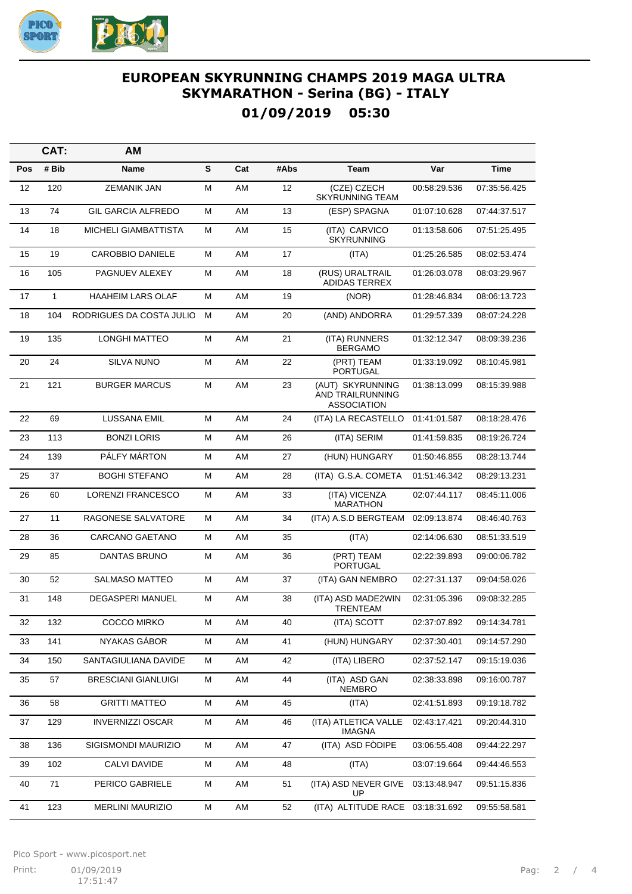# EUROPEAN SKYRUNNING CHAMPS 2019 MAGA ULTRA SKYMARATHON - Serina (BG) - ITALY

## 01/09/2019 05:30

| CAT: | AM | | | | | | |
|---|---|---|---|---|---|---|---|
| **Pos** | **# Bib** | **Name** | **S** | **Cat** | **#Abs** | **Team** | **Var** | **Time** |
| 12 | 120 | ZEMANIK JAN | M | AM | 12 | (CZE) CZECH SKYRUNNING TEAM | 00:58:29.536 | 07:35:56.425 |
| 13 | 74 | GIL GARCIA ALFREDO | M | AM | 13 | (ESP) SPAGNA | 01:07:10.628 | 07:44:37.517 |
| 14 | 18 | MICHELI GIAMBATTISTA | M | AM | 15 | (ITA) CARVICO SKYRUNNING | 01:13:58.606 | 07:51:25.495 |
| 15 | 19 | CAROBBIO DANIELE | M | AM | 17 | (ITA) | 01:25:26.585 | 08:02:53.474 |
| 16 | 105 | PAGNUEV ALEXEY | M | AM | 18 | (RUS) URALTRAIL ADIDAS TERREX | 01:26:03.078 | 08:03:29.967 |
| 17 | 1 | HAAHEIM LARS OLAF | M | AM | 19 | (NOR) | 01:28:46.834 | 08:06:13.723 |
| 18 | 104 | RODRIGUES DA COSTA JULIO | M | AM | 20 | (AND) ANDORRA | 01:29:57.339 | 08:07:24.228 |
| 19 | 135 | LONGHI MATTEO | M | AM | 21 | (ITA) RUNNERS BERGAMO | 01:32:12.347 | 08:09:39.236 |
| 20 | 24 | SILVA NUNO | M | AM | 22 | (PRT) TEAM PORTUGAL | 01:33:19.092 | 08:10:45.981 |
| 21 | 121 | BURGER MARCUS | M | AM | 23 | (AUT) SKYRUNNING AND TRAILRUNNING ASSOCIATION | 01:38:13.099 | 08:15:39.988 |
| 22 | 69 | LUSSANA EMIL | M | AM | 24 | (ITA) LA RECASTELLO | 01:41:01.587 | 08:18:28.476 |
| 23 | 113 | BONZI LORIS | M | AM | 26 | (ITA) SERIM | 01:41:59.835 | 08:19:26.724 |
| 24 | 139 | PÁLFY MÁRTON | M | AM | 27 | (HUN) HUNGARY | 01:50:46.855 | 08:28:13.744 |
| 25 | 37 | BOGHI STEFANO | M | AM | 28 | (ITA) G.S.A. COMETA | 01:51:46.342 | 08:29:13.231 |
| 26 | 60 | LORENZI FRANCESCO | M | AM | 33 | (ITA) VICENZA MARATHON | 02:07:44.117 | 08:45:11.006 |
| 27 | 11 | RAGONESE SALVATORE | M | AM | 34 | (ITA) A.S.D BERGTEAM | 02:09:13.874 | 08:46:40.763 |
| 28 | 36 | CARCANO GAETANO | M | AM | 35 | (ITA) | 02:14:06.630 | 08:51:33.519 |
| 29 | 85 | DANTAS BRUNO | M | AM | 36 | (PRT) TEAM PORTUGAL | 02:22:39.893 | 09:00:06.782 |
| 30 | 52 | SALMASO MATTEO | M | AM | 37 | (ITA) GAN NEMBRO | 02:27:31.137 | 09:04:58.026 |
| 31 | 148 | DEGASPERI MANUEL | M | AM | 38 | (ITA) ASD MADE2WIN TRENTEAM | 02:31:05.396 | 09:08:32.285 |
| 32 | 132 | COCCO MIRKO | M | AM | 40 | (ITA) SCOTT | 02:37:07.892 | 09:14:34.781 |
| 33 | 141 | NYAKAS GÁBOR | M | AM | 41 | (HUN) HUNGARY | 02:37:30.401 | 09:14:57.290 |
| 34 | 150 | SANTAGIULIANA DAVIDE | M | AM | 42 | (ITA) LIBERO | 02:37:52.147 | 09:15:19.036 |
| 35 | 57 | BRESCIANI GIANLUIGI | M | AM | 44 | (ITA) ASD GAN NEMBRO | 02:38:33.898 | 09:16:00.787 |
| 36 | 58 | GRITTI MATTEO | M | AM | 45 | (ITA) | 02:41:51.893 | 09:19:18.782 |
| 37 | 129 | INVERNIZZI OSCAR | M | AM | 46 | (ITA) ATLETICA VALLE IMAGNA | 02:43:17.421 | 09:20:44.310 |
| 38 | 136 | SIGISMONDI MAURIZIO | M | AM | 47 | (ITA) ASD FÒDIPE | 03:06:55.408 | 09:44:22.297 |
| 39 | 102 | CALVI DAVIDE | M | AM | 48 | (ITA) | 03:07:19.664 | 09:44:46.553 |
| 40 | 71 | PERICO GABRIELE | M | AM | 51 | (ITA) ASD NEVER GIVE UP | 03:13:48.947 | 09:51:15.836 |
| 41 | 123 | MERLINI MAURIZIO | M | AM | 52 | (ITA) ALTITUDE RACE | 03:18:31.692 | 09:55:58.581 |

Pico Sport - www.picosport.net

Print: 01/09/2019 17:51:47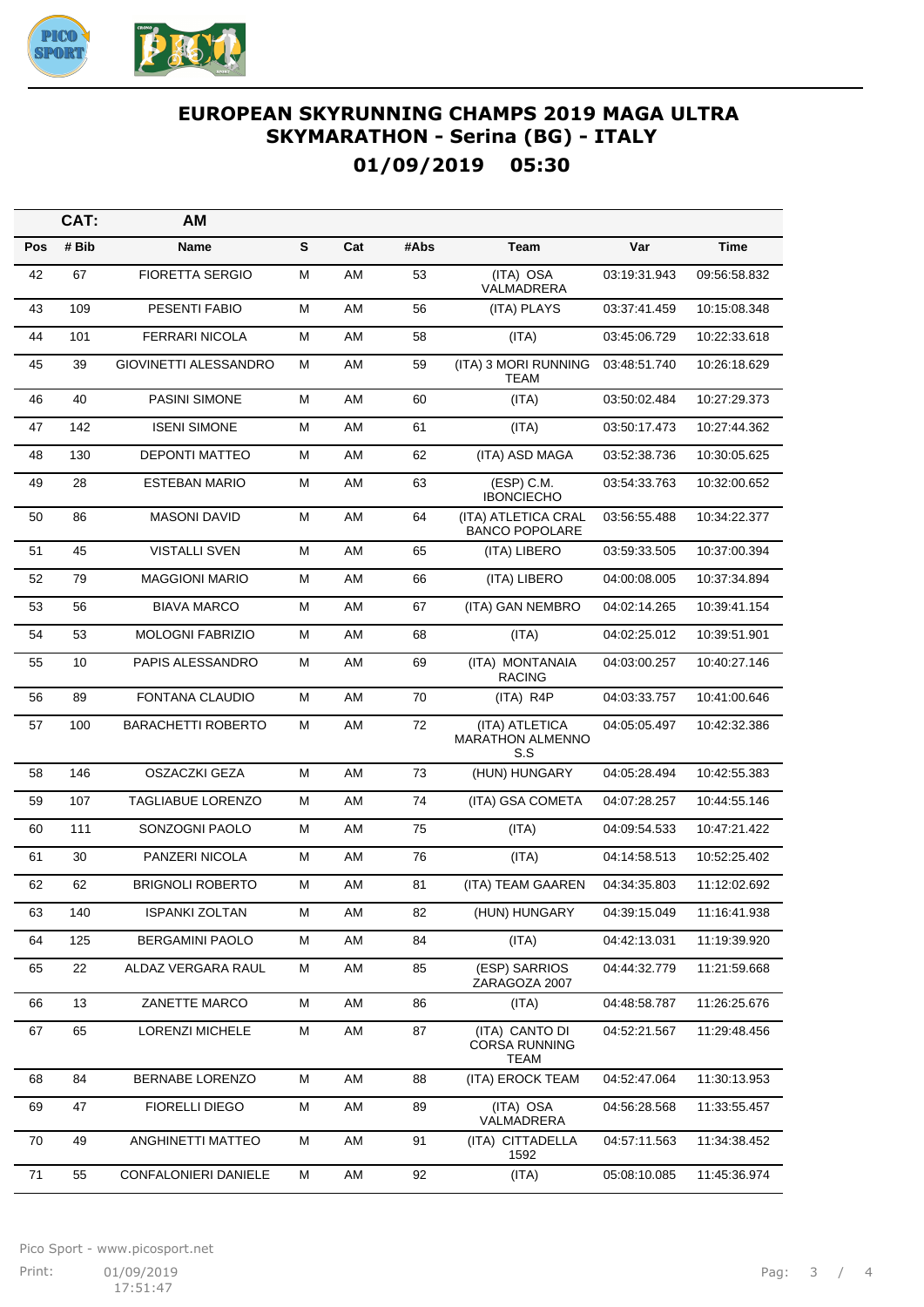# EUROPEAN SKYRUNNING CHAMPS 2019 MAGA ULTRA SKYMARATHON - Serina (BG) - ITALY

## 01/09/2019 05:30

**CAT: AM**

| Pos | # Bib | Name | S | Cat | #Abs | Team | Var | Time |
|---|---|---|---|---|---|---|---|---|
| 42 | 67 | FIORETTA SERGIO | M | AM | 53 | (ITA) OSA VALMADRERA | 03:19:31.943 | 09:56:58.832 |
| 43 | 109 | PESENTI FABIO | M | AM | 56 | (ITA) PLAYS | 03:37:41.459 | 10:15:08.348 |
| 44 | 101 | FERRARI NICOLA | M | AM | 58 | (ITA) | 03:45:06.729 | 10:22:33.618 |
| 45 | 39 | GIOVINETTI ALESSANDRO | M | AM | 59 | (ITA) 3 MORI RUNNING TEAM | 03:48:51.740 | 10:26:18.629 |
| 46 | 40 | PASINI SIMONE | M | AM | 60 | (ITA) | 03:50:02.484 | 10:27:29.373 |
| 47 | 142 | ISENI SIMONE | M | AM | 61 | (ITA) | 03:50:17.473 | 10:27:44.362 |
| 48 | 130 | DEPONTI MATTEO | M | AM | 62 | (ITA) ASD MAGA | 03:52:38.736 | 10:30:05.625 |
| 49 | 28 | ESTEBAN MARIO | M | AM | 63 | (ESP) C.M. IBONCIECHO | 03:54:33.763 | 10:32:00.652 |
| 50 | 86 | MASONI DAVID | M | AM | 64 | (ITA) ATLETICA CRAL BANCO POPOLARE | 03:56:55.488 | 10:34:22.377 |
| 51 | 45 | VISTALLI SVEN | M | AM | 65 | (ITA) LIBERO | 03:59:33.505 | 10:37:00.394 |
| 52 | 79 | MAGGIONI MARIO | M | AM | 66 | (ITA) LIBERO | 04:00:08.005 | 10:37:34.894 |
| 53 | 56 | BIAVA MARCO | M | AM | 67 | (ITA) GAN NEMBRO | 04:02:14.265 | 10:39:41.154 |
| 54 | 53 | MOLOGNI FABRIZIO | M | AM | 68 | (ITA) | 04:02:25.012 | 10:39:51.901 |
| 55 | 10 | PAPIS ALESSANDRO | M | AM | 69 | (ITA) MONTANAIA RACING | 04:03:00.257 | 10:40:27.146 |
| 56 | 89 | FONTANA CLAUDIO | M | AM | 70 | (ITA) R4P | 04:03:33.757 | 10:41:00.646 |
| 57 | 100 | BARACHETTI ROBERTO | M | AM | 72 | (ITA) ATLETICA MARATHON ALMENNO S.S | 04:05:05.497 | 10:42:32.386 |
| 58 | 146 | OSZACZKI GEZA | M | AM | 73 | (HUN) HUNGARY | 04:05:28.494 | 10:42:55.383 |
| 59 | 107 | TAGLIABUE LORENZO | M | AM | 74 | (ITA) GSA COMETA | 04:07:28.257 | 10:44:55.146 |
| 60 | 111 | SONZOGNI PAOLO | M | AM | 75 | (ITA) | 04:09:54.533 | 10:47:21.422 |
| 61 | 30 | PANZERI NICOLA | M | AM | 76 | (ITA) | 04:14:58.513 | 10:52:25.402 |
| 62 | 62 | BRIGNOLI ROBERTO | M | AM | 81 | (ITA) TEAM GAAREN | 04:34:35.803 | 11:12:02.692 |
| 63 | 140 | ISPANKI ZOLTAN | M | AM | 82 | (HUN) HUNGARY | 04:39:15.049 | 11:16:41.938 |
| 64 | 125 | BERGAMINI PAOLO | M | AM | 84 | (ITA) | 04:42:13.031 | 11:19:39.920 |
| 65 | 22 | ALDAZ VERGARA RAUL | M | AM | 85 | (ESP) SARRIOS ZARAGOZA 2007 | 04:44:32.779 | 11:21:59.668 |
| 66 | 13 | ZANETTE MARCO | M | AM | 86 | (ITA) | 04:48:58.787 | 11:26:25.676 |
| 67 | 65 | LORENZI MICHELE | M | AM | 87 | (ITA) CANTO DI CORSA RUNNING TEAM | 04:52:21.567 | 11:29:48.456 |
| 68 | 84 | BERNABE LORENZO | M | AM | 88 | (ITA) EROCK TEAM | 04:52:47.064 | 11:30:13.953 |
| 69 | 47 | FIORELLI DIEGO | M | AM | 89 | (ITA) OSA VALMADRERA | 04:56:28.568 | 11:33:55.457 |
| 70 | 49 | ANGHINETTI MATTEO | M | AM | 91 | (ITA) CITTADELLA 1592 | 04:57:11.563 | 11:34:38.452 |
| 71 | 55 | CONFALONIERI DANIELE | M | AM | 92 | (ITA) | 05:08:10.085 | 11:45:36.974 |

Pico Sport - www.picosport.net

Print: 01/09/2019 17:51:47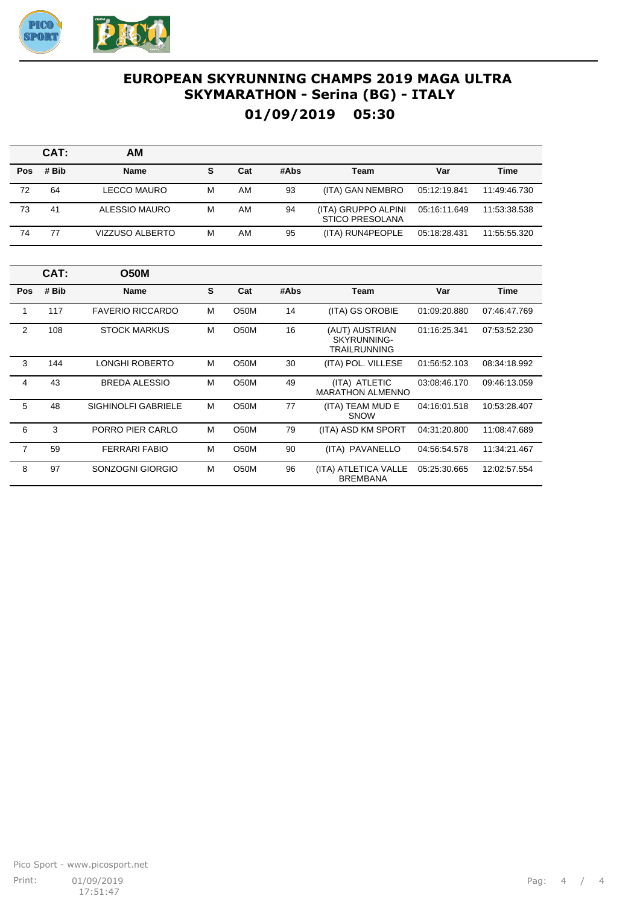# EUROPEAN SKYRUNNING CHAMPS 2019 MAGA ULTRA SKYMARATHON - Serina (BG) - ITALY

## 01/09/2019 05:30

**CAT: AM**

| Pos | # Bib | Name | S | Cat | #Abs | Team | Var | Time |
|---|---|---|---|---|---|---|---|---|
| 72 | 64 | LECCO MAURO | M | AM | 93 | (ITA) GAN NEMBRO | 05:12:19.841 | 11:49:46.730 |
| 73 | 41 | ALESSIO MAURO | M | AM | 94 | (ITA) GRUPPO ALPINI STICO PRESOLANA | 05:16:11.649 | 11:53:38.538 |
| 74 | 77 | VIZZUSO ALBERTO | M | AM | 95 | (ITA) RUN4PEOPLE | 05:18:28.431 | 11:55:55.320 |

**CAT: O50M**

| Pos | # Bib | Name | S | Cat | #Abs | Team | Var | Time |
|---|---|---|---|---|---|---|---|---|
| 1 | 117 | FAVERIO RICCARDO | M | O50M | 14 | (ITA) GS OROBIE | 01:09:20.880 | 07:46:47.769 |
| 2 | 108 | STOCK MARKUS | M | O50M | 16 | (AUT) AUSTRIAN SKYRUNNING-TRAILRUNNING | 01:16:25.341 | 07:53:52.230 |
| 3 | 144 | LONGHI ROBERTO | M | O50M | 30 | (ITA) POL. VILLESE | 01:56:52.103 | 08:34:18.992 |
| 4 | 43 | BREDA ALESSIO | M | O50M | 49 | (ITA) ATLETIC MARATHON ALMENNO | 03:08:46.170 | 09:46:13.059 |
| 5 | 48 | SIGHINOLFI GABRIELE | M | O50M | 77 | (ITA) TEAM MUD E SNOW | 04:16:01.518 | 10:53:28.407 |
| 6 | 3 | PORRO PIER CARLO | M | O50M | 79 | (ITA) ASD KM SPORT | 04:31:20.800 | 11:08:47.689 |
| 7 | 59 | FERRARI FABIO | M | O50M | 90 | (ITA) PAVANELLO | 04:56:54.578 | 11:34:21.467 |
| 8 | 97 | SONZOGNI GIORGIO | M | O50M | 96 | (ITA) ATLETICA VALLE BREMBANA | 05:25:30.665 | 12:02:57.554 |

Pico Sport - www.picosport.net

Print: 01/09/2019 17:51:47